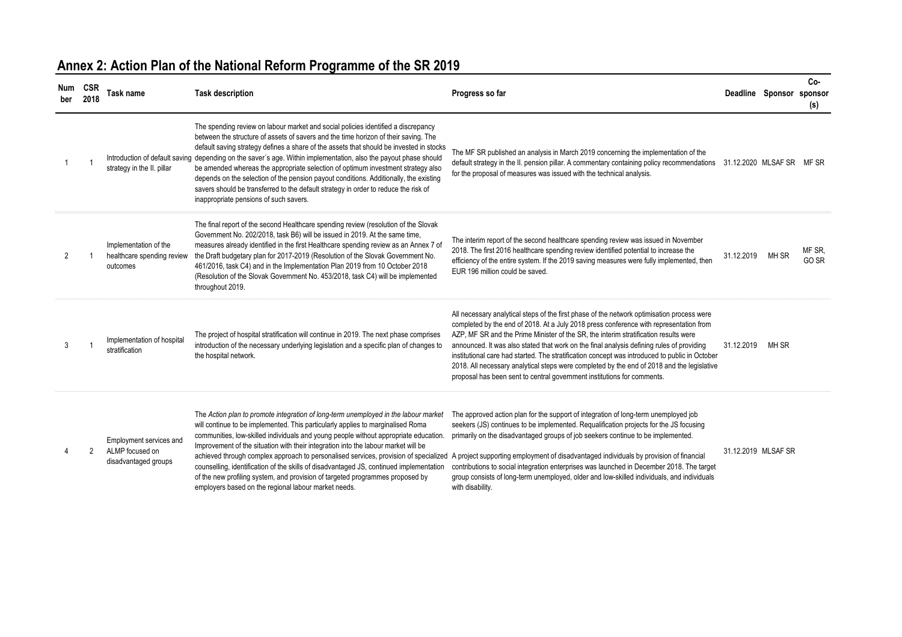## Annex 2: Action Plan of the National Reform Programme of the SR 2019

| Number | CSR 2018 | Task name | Task description | Progress so far | Deadline | Sponsor | Co-sponsor (s) |
|---|---|---|---|---|---|---|---|
| 1 | 1 | Introduction of default saving strategy in the II. pillar | The spending review on labour market and social policies identified a discrepancy between the structure of assets of savers and the time horizon of their saving. The default saving strategy defines a share of the assets that should be invested in stocks depending on the saver´s age. Within implementation, also the payout phase should be amended whereas the appropriate selection of optimum investment strategy also depends on the selection of the pension payout conditions. Additionally, the existing savers should be transferred to the default strategy in order to reduce the risk of inappropriate pensions of such savers. | The MF SR published an analysis in March 2019 concerning the implementation of the default strategy in the II. pension pillar. A commentary containing policy recommendations for the proposal of measures was issued with the technical analysis. | 31.12.2020 | MLSAF SR | MF SR |
| 2 | 1 | Implementation of the healthcare spending review outcomes | The final report of the second Healthcare spending review (resolution of the Slovak Government No. 202/2018, task B6) will be issued in 2019. At the same time, measures already identified in the first Healthcare spending review as an Annex 7 of the Draft budgetary plan for 2017-2019 (Resolution of the Slovak Government No. 461/2016, task C4) and in the Implementation Plan 2019 from 10 October 2018 (Resolution of the Slovak Government No. 453/2018, task C4) will be implemented throughout 2019. | The interim report of the second healthcare spending review was issued in November 2018. The first 2016 healthcare spending review identified potential to increase the efficiency of the entire system. If the 2019 saving measures were fully implemented, then EUR 196 million could be saved. | 31.12.2019 | MH SR | MF SR, GO SR |
| 3 | 1 | Implementation of hospital stratification | The project of hospital stratification will continue in 2019. The next phase comprises introduction of the necessary underlying legislation and a specific plan of changes to the hospital network. | All necessary analytical steps of the first phase of the network optimisation process were completed by the end of 2018. At a July 2018 press conference with representation from AZP, MF SR and the Prime Minister of the SR, the interim stratification results were announced. It was also stated that work on the final analysis defining rules of providing institutional care had started. The stratification concept was introduced to public in October 2018. All necessary analytical steps were completed by the end of 2018 and the legislative proposal has been sent to central government institutions for comments. | 31.12.2019 | MH SR | |
| 4 | 2 | Employment services and ALMP focused on disadvantaged groups | The *Action plan to promote integration of long-term unemployed in the labour market* will continue to be implemented. This particularly applies to marginalised Roma communities, low-skilled individuals and young people without appropriate education. Improvement of the situation with their integration into the labour market will be achieved through complex approach to personalised services, provision of specialized counselling, identification of the skills of disadvantaged JS, continued implementation of the new profiling system, and provision of targeted programmes proposed by employers based on the regional labour market needs. | The approved action plan for the support of integration of long-term unemployed job seekers (JS) continues to be implemented. Requalification projects for the JS focusing primarily on the disadvantaged groups of job seekers continue to be implemented.<br>A project supporting employment of disadvantaged individuals by provision of financial contributions to social integration enterprises was launched in December 2018. The target group consists of long-term unemployed, older and low-skilled individuals, and individuals with disability. | 31.12.2019 | MLSAF SR | |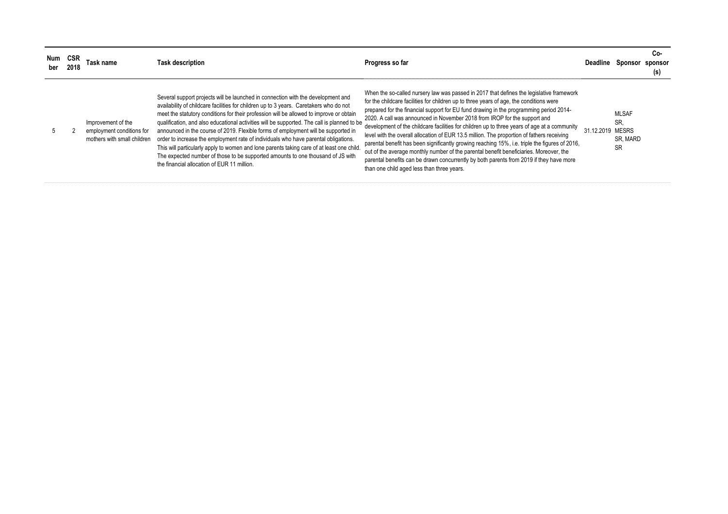| Number | CSR 2018 | Task name | Task description | Progress so far | Deadline | Sponsor | Co-sponsor (s) |
|---|---|---|---|---|---|---|---|
| 5 | 2 | Improvement of the employment conditions for mothers with small children | Several support projects will be launched in connection with the development and availability of childcare facilities for children up to 3 years. Caretakers who do not meet the statutory conditions for their profession will be allowed to improve or obtain qualification, and also educational activities will be supported. The call is planned to be announced in the course of 2019. Flexible forms of employment will be supported in order to increase the employment rate of individuals who have parental obligations. This will particularly apply to women and lone parents taking care of at least one child. The expected number of those to be supported amounts to one thousand of JS with the financial allocation of EUR 11 million. | When the so-called nursery law was passed in 2017 that defines the legislative framework for the childcare facilities for children up to three years of age, the conditions were prepared for the financial support for EU fund drawing in the programming period 2014-2020. A call was announced in November 2018 from IROP for the support and development of the childcare facilities for children up to three years of age at a community level with the overall allocation of EUR 13.5 million. The proportion of fathers receiving parental benefit has been significantly growing reaching 15%, i.e. triple the figures of 2016, out of the average monthly number of the parental benefit beneficiaries. Moreover, the parental benefits can be drawn concurrently by both parents from 2019 if they have more than one child aged less than three years. | 31.12.2019 | MLSAF SR, MESRS SR, MARD SR | |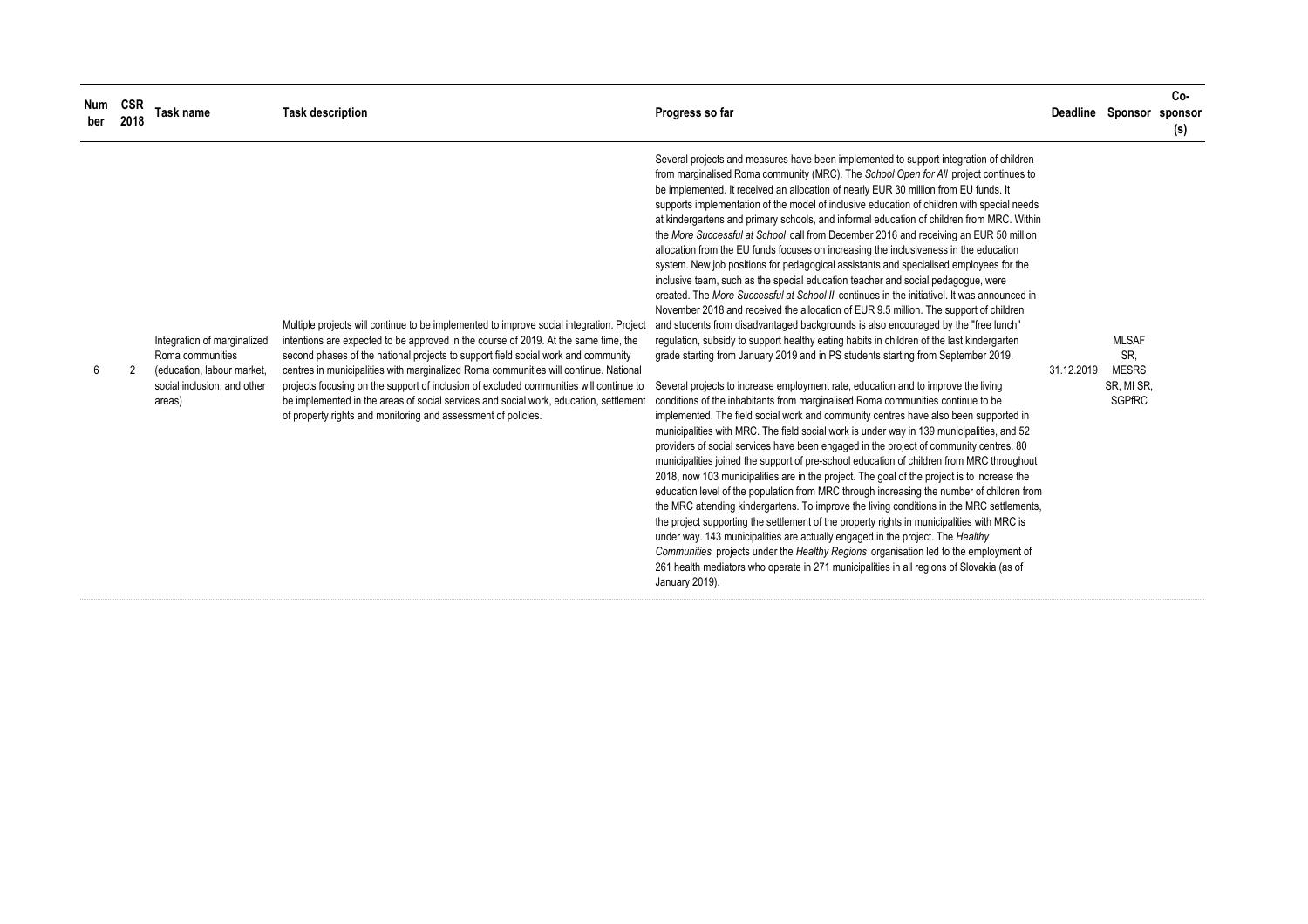| Number | CSR 2018 | Task name | Task description | Progress so far | Deadline | Sponsor | Co-sponsor (s) |
|---|---|---|---|---|---|---|---|
| 6 | 2 | Integration of marginalized Roma communities (education, labour market, social inclusion, and other areas) | Multiple projects will continue to be implemented to improve social integration. Project intentions are expected to be approved in the course of 2019. At the same time, the second phases of the national projects to support field social work and community centres in municipalities with marginalized Roma communities will continue. National projects focusing on the support of inclusion of excluded communities will continue to be implemented in the areas of social services and social work, education, settlement of property rights and monitoring and assessment of policies. | Several projects and measures have been implemented to support integration of children from marginalised Roma community (MRC). The *School Open for All* project continues to be implemented. It received an allocation of nearly EUR 30 million from EU funds. It supports implementation of the model of inclusive education of children with special needs at kindergartens and primary schools, and informal education of children from MRC. Within the *More Successful at School* call from December 2016 and receiving an EUR 50 million allocation from the EU funds focuses on increasing the inclusiveness in the education system. New job positions for pedagogical assistants and specialised employees for the inclusive team, such as the special education teacher and social pedagogue, were created. The *More Successful at School II* continues in the initiativel. It was announced in November 2018 and received the allocation of EUR 9.5 million. The support of children and students from disadvantaged backgrounds is also encouraged by the "free lunch" regulation, subsidy to support healthy eating habits in children of the last kindergarten grade starting from January 2019 and in PS students starting from September 2019.<br><br>Several projects to increase employment rate, education and to improve the living conditions of the inhabitants from marginalised Roma communities continue to be implemented. The field social work and community centres have also been supported in municipalities with MRC. The field social work is under way in 139 municipalities, and 52 providers of social services have been engaged in the project of community centres. 80 municipalities joined the support of pre-school education of children from MRC throughout 2018, now 103 municipalities are in the project. The goal of the project is to increase the education level of the population from MRC through increasing the number of children from the MRC attending kindergartens. To improve the living conditions in the MRC settlements, the project supporting the settlement of the property rights in municipalities with MRC is under way. 143 municipalities are actually engaged in the project. The *Healthy Communities* projects under the *Healthy Regions* organisation led to the employment of 261 health mediators who operate in 271 municipalities in all regions of Slovakia (as of January 2019). | 31.12.2019 | MLSAF SR, MESRS SR, MI SR, SGPfRC | |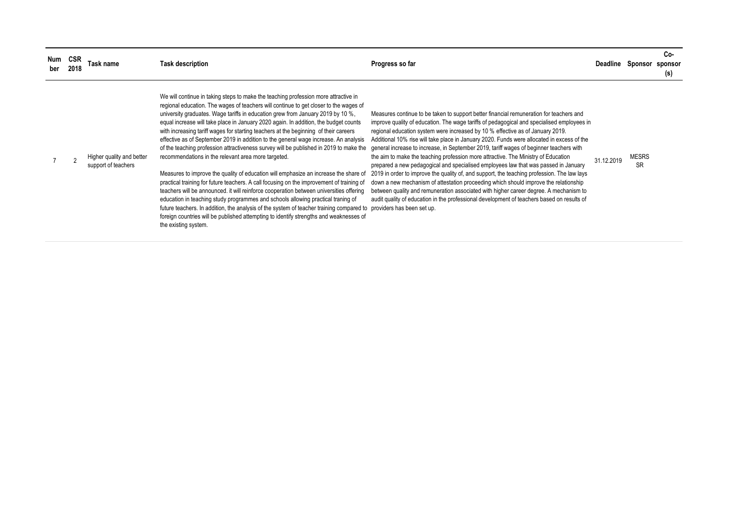| Number | CSR 2018 | Task name | Task description | Progress so far | Deadline | Sponsor | Co-sponsor (s) |
|---|---|---|---|---|---|---|---|
| 7 | 2 | Higher quality and better support of teachers | We will continue in taking steps to make the teaching profession more attractive in regional education. The wages of teachers will continue to get closer to the wages of university graduates. Wage tariffs in education grew from January 2019 by 10 %, equal increase will take place in January 2020 again. In addition, the budget counts with increasing tariff wages for starting teachers at the beginning of their careers effective as of September 2019 in addition to the general wage increase. An analysis of the teaching profession attractiveness survey will be published in 2019 to make the recommendations in the relevant area more targeted.<br><br>Measures to improve the quality of education will emphasize an increase the share of practical training for future teachers. A call focusing on the improvement of training of teachers will be announced. it will reinforce cooperation between universities offering education in teaching study programmes and schools allowing practical traning of future teachers. In addition, the analysis of the system of teacher training compared to foreign countries will be published attempting to identify strengths and weaknesses of the existing system. | Measures continue to be taken to support better financial remuneration for teachers and improve quality of education. The wage tariffs of pedagogical and specialised employees in regional education system were increased by 10 % effective as of January 2019. Additional 10% rise will take place in January 2020. Funds were allocated in excess of the general increase to increase, in September 2019, tariff wages of beginner teachers with the aim to make the teaching profession more attractive. The Ministry of Education prepared a new pedagogical and specialised employees law that was passed in January 2019 in order to improve the quality of, and support, the teaching profession. The law lays down a new mechanism of attestation proceeding which should improve the relationship between quality and remuneration associated with higher career degree. A mechanism to audit quality of education in the professional development of teachers based on results of providers has been set up. | 31.12.2019 | MESRS SR | |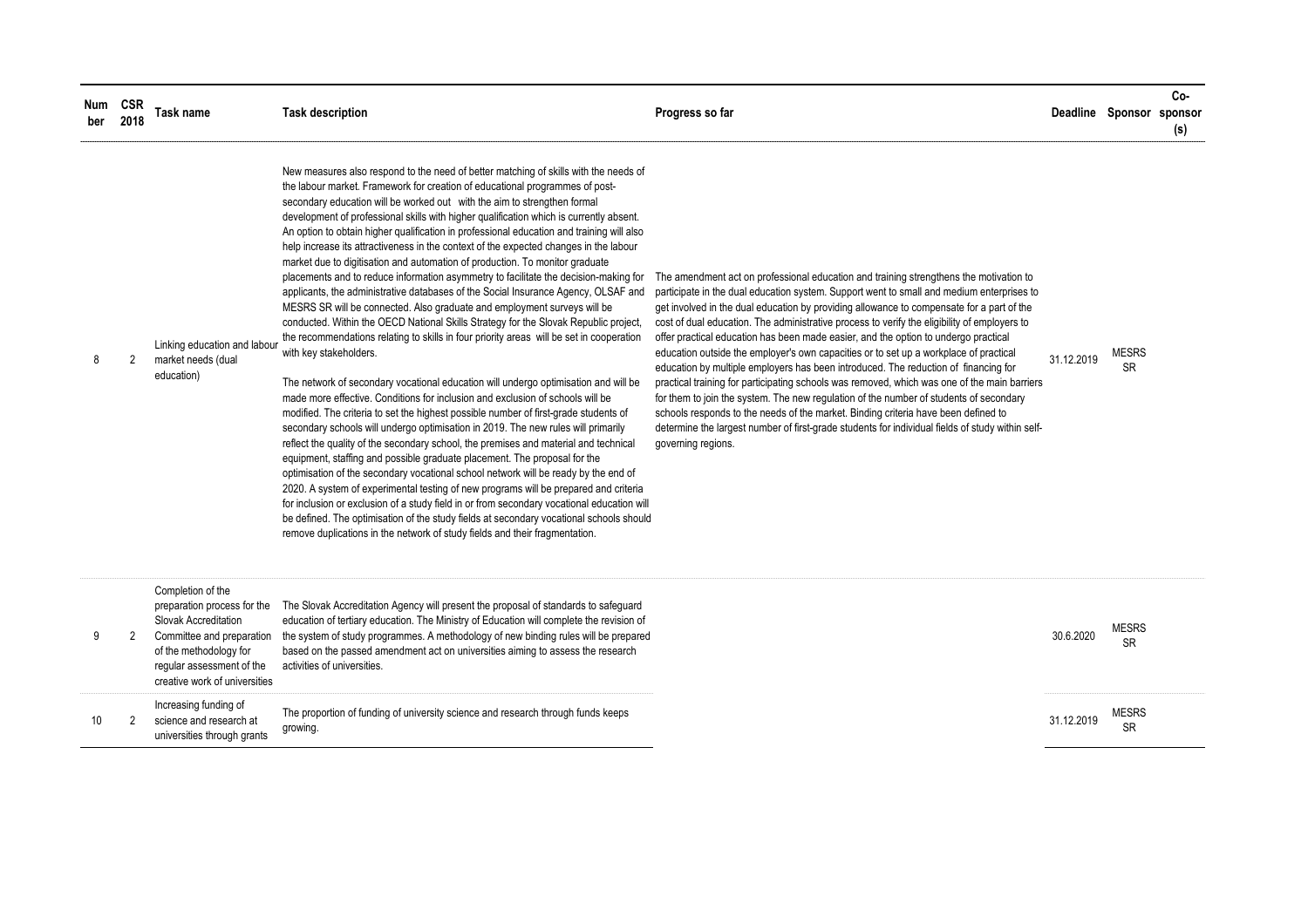| Number | CSR 2018 | Task name | Task description | Progress so far | Deadline | Sponsor | Co-sponsor (s) |
|---|---|---|---|---|---|---|---|
| 8 | 2 | Linking education and labour market needs (dual education) | New measures also respond to the need of better matching of skills with the needs of the labour market. Framework for creation of educational programmes of post-secondary education will be worked out with the aim to strengthen formal development of professional skills with higher qualification which is currently absent. An option to obtain higher qualification in professional education and training will also help increase its attractiveness in the context of the expected changes in the labour market due to digitisation and automation of production. To monitor graduate placements and to reduce information asymmetry to facilitate the decision-making for applicants, the administrative databases of the Social Insurance Agency, OLSAF and MESRS SR will be connected. Also graduate and employment surveys will be conducted. Within the OECD National Skills Strategy for the Slovak Republic project, the recommendations relating to skills in four priority areas will be set in cooperation with key stakeholders.<br><br>The network of secondary vocational education will undergo optimisation and will be made more effective. Conditions for inclusion and exclusion of schools will be modified. The criteria to set the highest possible number of first-grade students of secondary schools will undergo optimisation in 2019. The new rules will primarily reflect the quality of the secondary school, the premises and material and technical equipment, staffing and possible graduate placement. The proposal for the optimisation of the secondary vocational school network will be ready by the end of 2020. A system of experimental testing of new programs will be prepared and criteria for inclusion or exclusion of a study field in or from secondary vocational education will be defined. The optimisation of the study fields at secondary vocational schools should remove duplications in the network of study fields and their fragmentation. | The amendment act on professional education and training strengthens the motivation to participate in the dual education system. Support went to small and medium enterprises to get involved in the dual education by providing allowance to compensate for a part of the cost of dual education. The administrative process to verify the eligibility of employers to offer practical education has been made easier, and the option to undergo practical education outside the employer's own capacities or to set up a workplace of practical education by multiple employers has been introduced. The reduction of financing for practical training for participating schools was removed, which was one of the main barriers for them to join the system. The new regulation of the number of students of secondary schools responds to the needs of the market. Binding criteria have been defined to determine the largest number of first-grade students for individual fields of study within self-governing regions. | 31.12.2019 | MESRS SR | |
| 9 | 2 | Completion of the preparation process for the Slovak Accreditation Committee and preparation of the methodology for regular assessment of the creative work of universities | The Slovak Accreditation Agency will present the proposal of standards to safeguard education of tertiary education. The Ministry of Education will complete the revision of the system of study programmes. A methodology of new binding rules will be prepared based on the passed amendment act on universities aiming to assess the research activities of universities. | | 30.6.2020 | MESRS SR | |
| 10 | 2 | Increasing funding of science and research at universities through grants | The proportion of funding of university science and research through funds keeps growing. | | 31.12.2019 | MESRS SR | |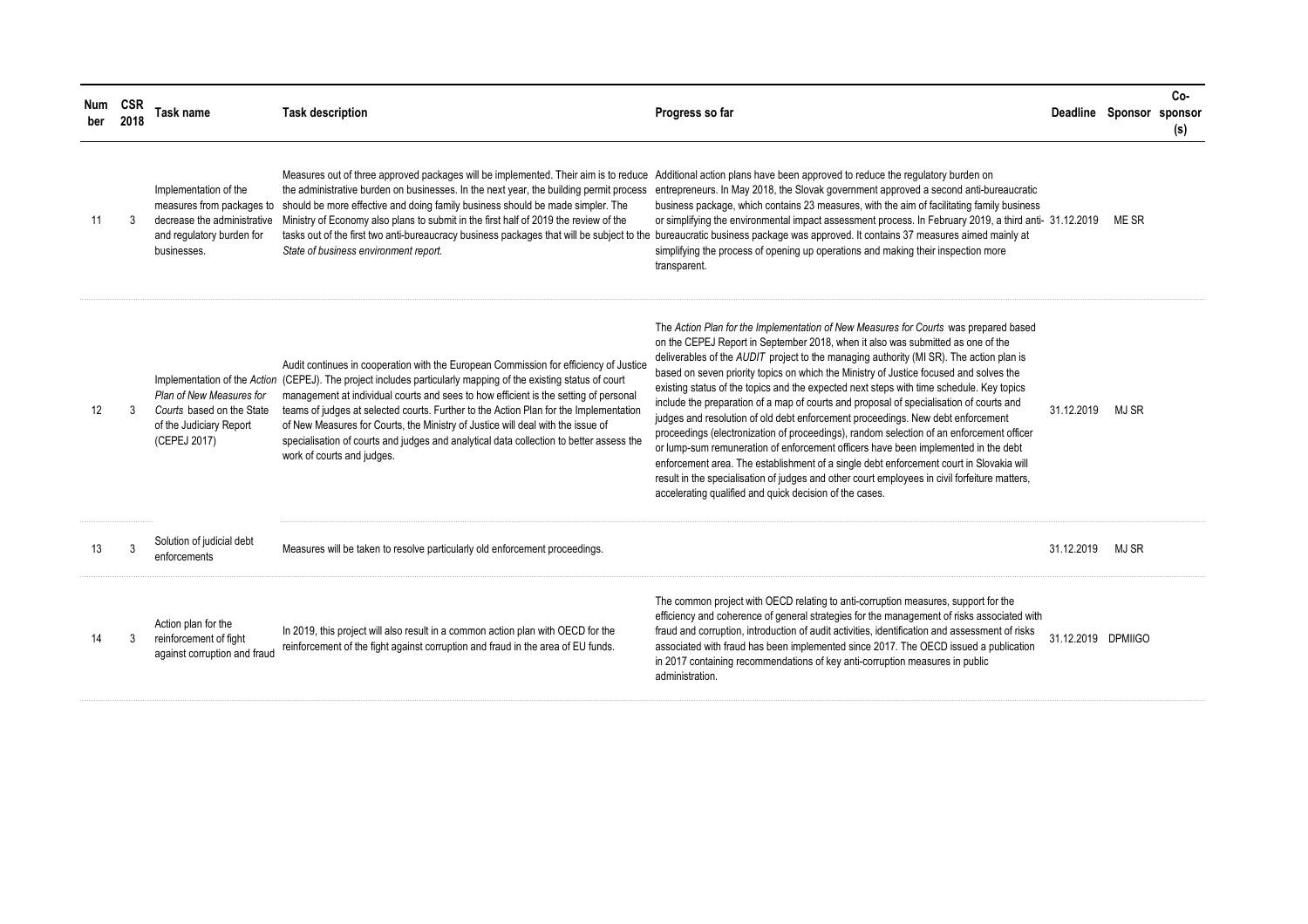| Number | CSR 2018 | Task name | Task description | Progress so far | Deadline | Sponsor | Co-sponsor (s) |
|---|---|---|---|---|---|---|---|
| 11 | 3 | Implementation of the measures from packages to decrease the administrative and regulatory burden for businesses. | Measures out of three approved packages will be implemented. Their aim is to reduce the administrative burden on businesses. In the next year, the building permit process should be more effective and doing family business should be made simpler. The Ministry of Economy also plans to submit in the first half of 2019 the review of the tasks out of the first two anti-bureaucracy business packages that will be subject to the *State of business environment report.* | Additional action plans have been approved to reduce the regulatory burden on entrepreneurs. In May 2018, the Slovak government approved a second anti-bureaucratic business package, which contains 23 measures, with the aim of facilitating family business or simplifying the environmental impact assessment process. In February 2019, a third anti-bureaucratic business package was approved. It contains 37 measures aimed mainly at simplifying the process of opening up operations and making their inspection more transparent. | 31.12.2019 | ME SR | |
| 12 | 3 | Implementation of the *Action Plan of New Measures for Courts* based on the State of the Judiciary Report (CEPEJ 2017) | Audit continues in cooperation with the European Commission for efficiency of Justice (CEPEJ). The project includes particularly mapping of the existing status of court management at individual courts and sees to how efficient is the setting of personal teams of judges at selected courts. Further to the Action Plan for the Implementation of New Measures for Courts, the Ministry of Justice will deal with the issue of specialisation of courts and judges and analytical data collection to better assess the work of courts and judges. | The *Action Plan for the Implementation of New Measures for Courts* was prepared based on the CEPEJ Report in September 2018, when it also was submitted as one of the deliverables of the *AUDIT* project to the managing authority (MI SR). The action plan is based on seven priority topics on which the Ministry of Justice focused and solves the existing status of the topics and the expected next steps with time schedule. Key topics include the preparation of a map of courts and proposal of specialisation of courts and judges and resolution of old debt enforcement proceedings. New debt enforcement proceedings (electronization of proceedings), random selection of an enforcement officer or lump-sum remuneration of enforcement officers have been implemented in the debt enforcement area. The establishment of a single debt enforcement court in Slovakia will result in the specialisation of judges and other court employees in civil forfeiture matters, accelerating qualified and quick decision of the cases. | 31.12.2019 | MJ SR | |
| 13 | 3 | Solution of judicial debt enforcements | Measures will be taken to resolve particularly old enforcement proceedings. | | 31.12.2019 | MJ SR | |
| 14 | 3 | Action plan for the reinforcement of fight against corruption and fraud | In 2019, this project will also result in a common action plan with OECD for the reinforcement of the fight against corruption and fraud in the area of EU funds. | The common project with OECD relating to anti-corruption measures, support for the efficiency and coherence of general strategies for the management of risks associated with fraud and corruption, introduction of audit activities, identification and assessment of risks associated with fraud has been implemented since 2017. The OECD issued a publication in 2017 containing recommendations of key anti-corruption measures in public administration. | 31.12.2019 | DPMIIGO | |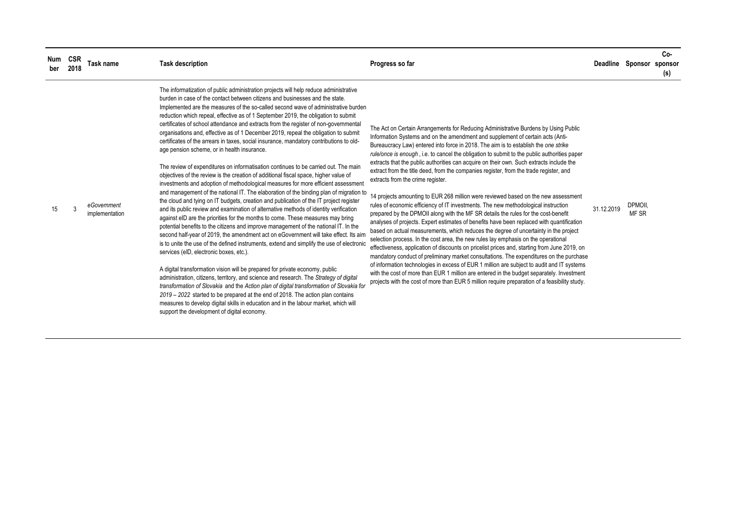| Number | CSR 2018 | Task name | Task description | Progress so far | Deadline | Sponsor | Co-sponsor (s) |
|---|---|---|---|---|---|---|---|
| 15 | 3 | *eGovernment implementation* | The informatization of public administration projects will help reduce administrative burden in case of the contact between citizens and businesses and the state. Implemented are the measures of the so-called second wave of administrative burden reduction which repeal, effective as of 1 September 2019, the obligation to submit certificates of school attendance and extracts from the register of non-governmental organisations and, effective as of 1 December 2019, repeal the obligation to submit certificates of the arrears in taxes, social insurance, mandatory contributions to old-age pension scheme, or in health insurance.<br><br>The review of expenditures on informatisation continues to be carried out. The main objectives of the review is the creation of additional fiscal space, higher value of investments and adoption of methodological measures for more efficient assessment and management of the national IT. The elaboration of the binding plan of migration to the cloud and tying on IT budgets, creation and publication of the IT project register and its public review and examination of alternative methods of identity verification against eID are the priorities for the months to come. These measures may bring potential benefits to the citizens and improve management of the national IT. In the second half-year of 2019, the amendment act on eGovernment will take effect. Its aim is to unite the use of the defined instruments, extend and simplify the use of electronic services (eID, electronic boxes, etc.).<br><br>A digital transformation vision will be prepared for private economy, public administration, citizens, territory, and science and research. The *Strategy of digital transformation of Slovakia* and the *Action plan of digital transformation of Slovakia for 2019 – 2022* started to be prepared at the end of 2018. The action plan contains measures to develop digital skills in education and in the labour market, which will support the development of digital economy. | The Act on Certain Arrangements for Reducing Administrative Burdens by Using Public Information Systems and on the amendment and supplement of certain acts (Anti-Bureaucracy Law) entered into force in 2018. The aim is to establish the *one strike rule/once is enough* , i.e. to cancel the obligation to submit to the public authorities paper extracts that the public authorities can acquire on their own. Such extracts include the extract from the title deed, from the companies register, from the trade register, and extracts from the crime register.<br><br>14 projects amounting to EUR 268 million were reviewed based on the new assessment rules of economic efficiency of IT investments. The new methodological instruction prepared by the DPMOII along with the MF SR details the rules for the cost-benefit analyses of projects. Expert estimates of benefits have been replaced with quantification based on actual measurements, which reduces the degree of uncertainty in the project selection process. In the cost area, the new rules lay emphasis on the operational effectiveness, application of discounts on pricelist prices and, starting from June 2019, on mandatory conduct of preliminary market consultations. The expenditures on the purchase of information technologies in excess of EUR 1 million are subject to audit and IT systems with the cost of more than EUR 1 million are entered in the budget separately. Investment projects with the cost of more than EUR 5 million require preparation of a feasibility study. | 31.12.2019 | DPMOII, MF SR | |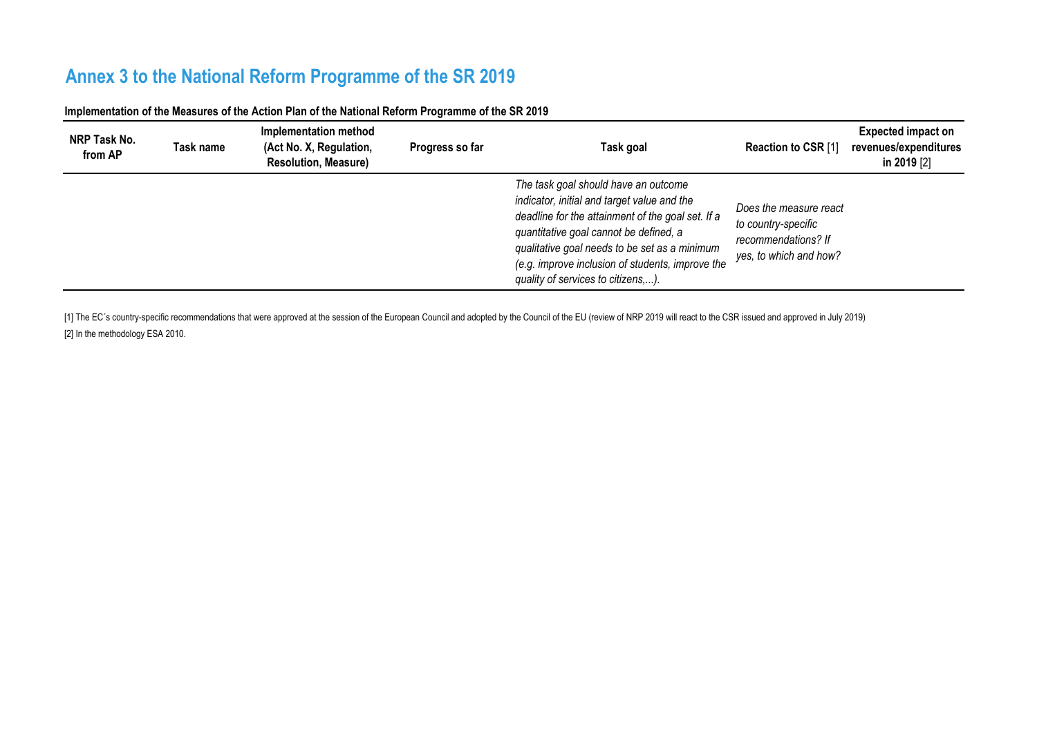# Annex 3 to the National Reform Programme of the SR 2019

**Implementation of the Measures of the Action Plan of the National Reform Programme of the SR 2019**

| NRP Task No. from AP | Task name | Implementation method (Act No. X, Regulation, Resolution, Measure) | Progress so far | Task goal | Reaction to CSR [1] | Expected impact on revenues/expenditures in 2019 [2] |
|---|---|---|---|---|---|---|
| | | | | *The task goal should have an outcome indicator, initial and target value and the deadline for the attainment of the goal set. If a quantitative goal cannot be defined, a qualitative goal needs to be set as a minimum (e.g. improve inclusion of students, improve the quality of services to citizens,...).* | *Does the measure react to country-specific recommendations? If yes, to which and how?* | |

[1] The EC´s country-specific recommendations that were approved at the session of the European Council and adopted by the Council of the EU (review of NRP 2019 will react to the CSR issued and approved in July 2019)

[2] In the methodology ESA 2010.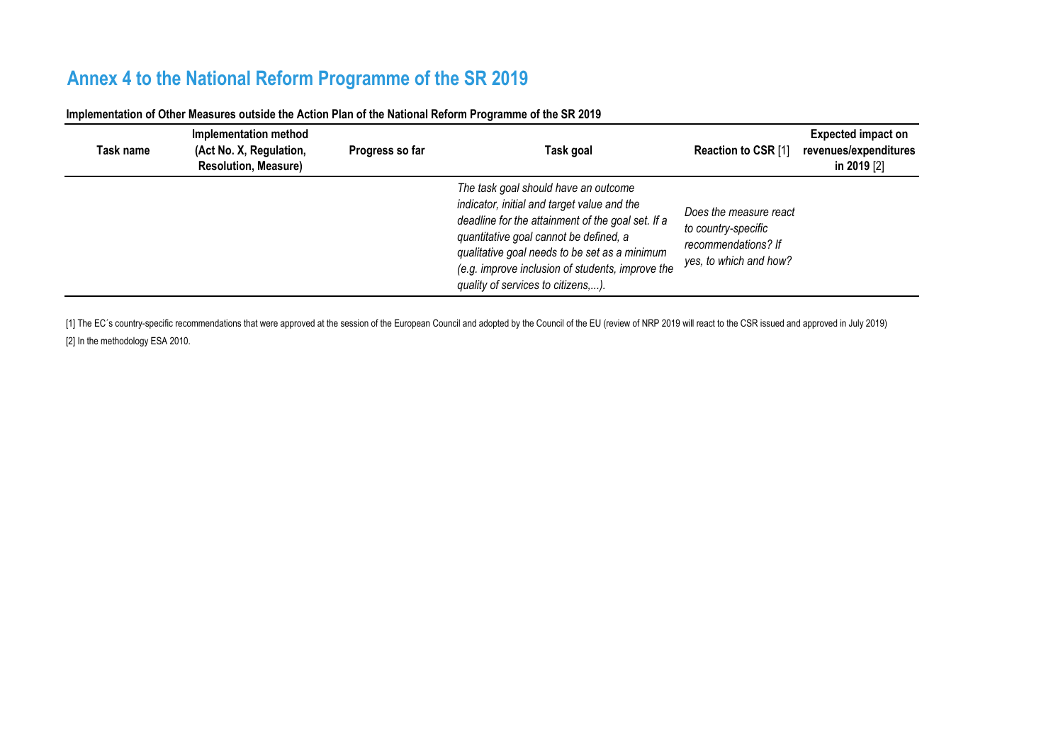# Annex 4 to the National Reform Programme of the SR 2019

**Implementation of Other Measures outside the Action Plan of the National Reform Programme of the SR 2019**

| Task name | Implementation method (Act No. X, Regulation, Resolution, Measure) | Progress so far | Task goal | Reaction to CSR [1] | Expected impact on revenues/expenditures in 2019 [2] |
|---|---|---|---|---|---|
| | | | *The task goal should have an outcome indicator, initial and target value and the deadline for the attainment of the goal set. If a quantitative goal cannot be defined, a qualitative goal needs to be set as a minimum (e.g. improve inclusion of students, improve the quality of services to citizens,...).* | *Does the measure react to country-specific recommendations? If yes, to which and how?* | |

[1] The EC´s country-specific recommendations that were approved at the session of the European Council and adopted by the Council of the EU (review of NRP 2019 will react to the CSR issued and approved in July 2019)

[2] In the methodology ESA 2010.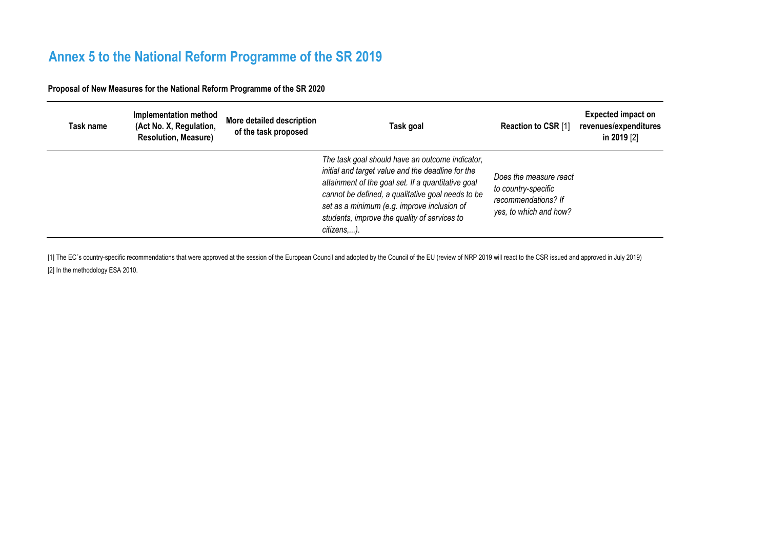# Annex 5 to the National Reform Programme of the SR 2019

**Proposal of New Measures for the National Reform Programme of the SR 2020**

| Task name | Implementation method (Act No. X, Regulation, Resolution, Measure) | More detailed description of the task proposed | Task goal | Reaction to CSR [1] | Expected impact on revenues/expenditures in 2019 [2] |
|---|---|---|---|---|---|
| | | | *The task goal should have an outcome indicator, initial and target value and the deadline for the attainment of the goal set. If a quantitative goal cannot be defined, a qualitative goal needs to be set as a minimum (e.g. improve inclusion of students, improve the quality of services to citizens,...).* | *Does the measure react to country-specific recommendations? If yes, to which and how?* | |

[1] The EC´s country-specific recommendations that were approved at the session of the European Council and adopted by the Council of the EU (review of NRP 2019 will react to the CSR issued and approved in July 2019)

[2] In the methodology ESA 2010.